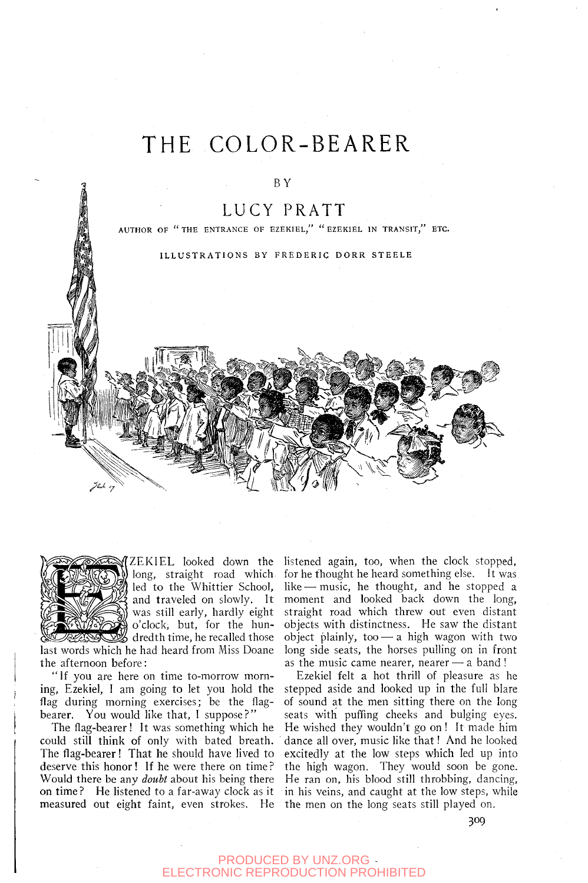# THE COLOR-BEARER

BY

## LUCY PRATT

AUTHOR OF "THE ENTRANCE OF EZEKIEL," "EZEKIEL IN TRANSIT," ETC.

ILLUSTRATIONS BY FREDERIC DORR STEELE

EZEKIEL looked down the long, straight road which led to the Whittier School, and traveled on slowly. It was still early, hardly eight o'clock, but, for the hundredth time, he recalled those last words which he had heard from Miss Doane the afternoon before:

"If you are here on time to-morrow morning, Ezekiel, I am going to let you hold the flag during morning exercises; be the flag-bearer. You would like that, I suppose?"

The flag-bearer! It was something which he could still think of only with bated breath. The flag-bearer! That he should have lived to deserve this honor! If he were there on time? Would there be any *doubt* about his being there on time? He listened to a far-away clock as it measured out eight faint, even strokes. He listened again, too, when the clock stopped, for he thought he heard something else. It was like — music, he thought, and he stopped a moment and looked back down the long, straight road which threw out even distant objects with distinctness. He saw the distant object plainly, too — a high wagon with two long side seats, the horses pulling on in front as the music came nearer, nearer — a band!

Ezekiel felt a hot thrill of pleasure as he stepped aside and looked up in the full blare of sound at the men sitting there on the long seats with puffing cheeks and bulging eyes. He wished they wouldn't go on! It made him dance all over, music like that! And he looked excitedly at the low steps which led up into the high wagon. They would soon be gone. He ran on, his blood still throbbing, dancing, in his veins, and caught at the low steps, while the men on the long seats still played on.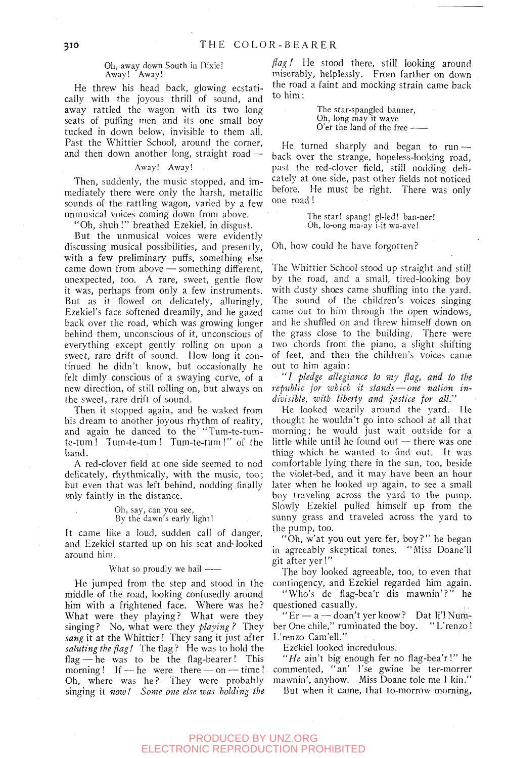Oh, away down South in Dixie!
Away! Away!

He threw his head back, glowing ecstatically with the joyous thrill of sound, and away rattled the wagon with its two long seats of puffing men and its one small boy tucked in down below, invisible to them all. Past the Whittier School, around the corner, and then down another long, straight road —

Away! Away!

Then, suddenly, the music stopped, and immediately there were only the harsh, metallic sounds of the rattling wagon, varied by a few unmusical voices coming down from above.

"Oh, shuh!" breathed Ezekiel, in disgust.

But the unmusical voices were evidently discussing musical possibilities, and presently, with a few preliminary puffs, something else came down from above — something different, unexpected, too. A rare, sweet, gentle flow it was, perhaps from only a few instruments. But as it flowed on delicately, alluringly, Ezekiel's face softened dreamily, and he gazed back over the road, which was growing longer behind them, unconscious of it, unconscious of everything except gently rolling on upon a sweet, rare drift of sound. How long it continued he didn't know, but occasionally he felt dimly conscious of a swaying curve, of a new direction, of still rolling on, but always on the sweet, rare drift of sound.

Then it stopped again, and he waked from his dream to another joyous rhythm of reality, and again he danced to the "Tum-te-tum-te-tum! Tum-te-tum! Tum-te-tum!" of the band.

A red-clover field at one side seemed to nod delicately, rhythmically, with the music, too; but even that was left behind, nodding finally only faintly in the distance.

Oh, say, can you see,
By the dawn's early light!

It came like a loud, sudden call of danger, and Ezekiel started up on his seat and looked around him.

What so proudly we hail ——

He jumped from the step and stood in the middle of the road, looking confusedly around him with a frightened face. Where was he? What were they playing? What were they singing? No, what were they *playing?* They *sang* it at the Whittier! They sang it just after *saluting the flag!* The flag? He was to hold the flag — he was to be the flag-bearer! This morning! If — he were there — on — time! Oh, where was he? They were probably singing it *now! Some one else was holding the flag!* He stood there, still looking around miserably, helplessly. From farther on down the road a faint and mocking strain came back to him:

The star-spangled banner,
Oh, long may it wave
O'er the land of the free ——

He turned sharply and began to run — back over the strange, hopeless-looking road, past the red-clover field, still nodding delicately at one side, past other fields not noticed before. He must be right. There was only one road!

The star! spang! gl-led! ban-ner!
Oh, lo-ong ma-ay i-it wa-ave!

Oh, how could he have forgotten?

The Whittier School stood up straight and still by the road, and a small, tired-looking boy with dusty shoes came shuffling into the yard. The sound of the children's voices singing came out to him through the open windows, and he shuffled on and threw himself down on the grass close to the building. There were two chords from the piano, a slight shifting of feet, and then the children's voices came out to him again:

*"I pledge allegiance to my flag, and to the republic for which it stands — one nation indivisible, with liberty and justice for all."*

He looked wearily around the yard. He thought he wouldn't go into school at all that morning; he would just wait outside for a little while until he found out — there was one thing which he wanted to find out. It was comfortable lying there in the sun, too, beside the violet-bed, and it may have been an hour later when he looked up again, to see a small boy traveling across the yard to the pump. Slowly Ezekiel pulled himself up from the sunny grass and traveled across the yard to the pump, too.

"Oh, w'at you out yere fer, boy?" he began in agreeably skeptical tones. "Miss Doane'll git after yer!"

The boy looked agreeable, too, to even that contingency, and Ezekiel regarded him again.

"Who's de flag-bea'r dis mawnin'?" he questioned casually.

"Er — a — doan't yer know? Dat li'l Number One chile," ruminated the boy. "L'renzo! L'renzo Cam'ell."

Ezekiel looked incredulous.

*"He* ain't big enough fer no flag-bea'r!" he commented, "an' I'se gwine be ter-morrer mawnin', anyhow. Miss Doane tole me I kin."

But when it came, that to-morrow morning,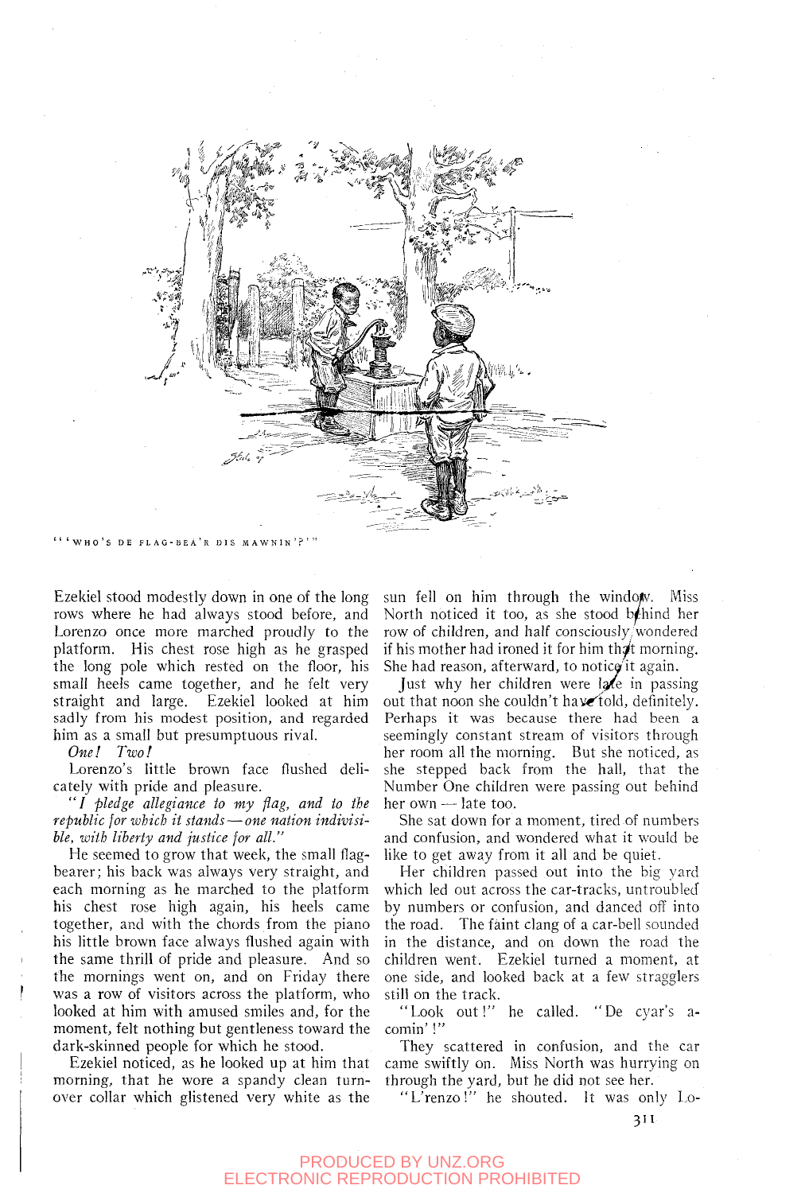"'WHO'S DE FLAG-BEA'R DIS MAWNIN'?'"

Ezekiel stood modestly down in one of the long rows where he had always stood before, and Lorenzo once more marched proudly to the platform. His chest rose high as he grasped the long pole which rested on the floor, his small heels came together, and he felt very straight and large. Ezekiel looked at him sadly from his modest position, and regarded him as a small but presumptuous rival.

*One! Two!*

Lorenzo's little brown face flushed delicately with pride and pleasure.

*"I pledge allegiance to my flag, and to the republic for which it stands — one nation indivisible, with liberty and justice for all."*

He seemed to grow that week, the small flag-bearer; his back was always very straight, and each morning as he marched to the platform his chest rose high again, his heels came together, and with the chords from the piano his little brown face always flushed again with the same thrill of pride and pleasure. And so the mornings went on, and on Friday there was a row of visitors across the platform, who looked at him with amused smiles and, for the moment, felt nothing but gentleness toward the dark-skinned people for which he stood.

Ezekiel noticed, as he looked up at him that morning, that he wore a spandy clean turnover collar which glistened very white as the sun fell on him through the window. Miss North noticed it too, as she stood behind her row of children, and half consciously wondered if his mother had ironed it for him that morning. She had reason, afterward, to notice it again.

Just why her children were late in passing out that noon she couldn't have told, definitely. Perhaps it was because there had been a seemingly constant stream of visitors through her room all the morning. But she noticed, as she stepped back from the hall, that the Number One children were passing out behind her own — late too.

She sat down for a moment, tired of numbers and confusion, and wondered what it would be like to get away from it all and be quiet.

Her children passed out into the big yard which led out across the car-tracks, untroubled by numbers or confusion, and danced off into the road. The faint clang of a car-bell sounded in the distance, and on down the road the children went. Ezekiel turned a moment, at one side, and looked back at a few stragglers still on the track.

"Look out!" he called. "De cyar's a-comin'!"

They scattered in confusion, and the car came swiftly on. Miss North was hurrying on through the yard, but he did not see her.

"L'renzo!" he shouted. It was only Lo-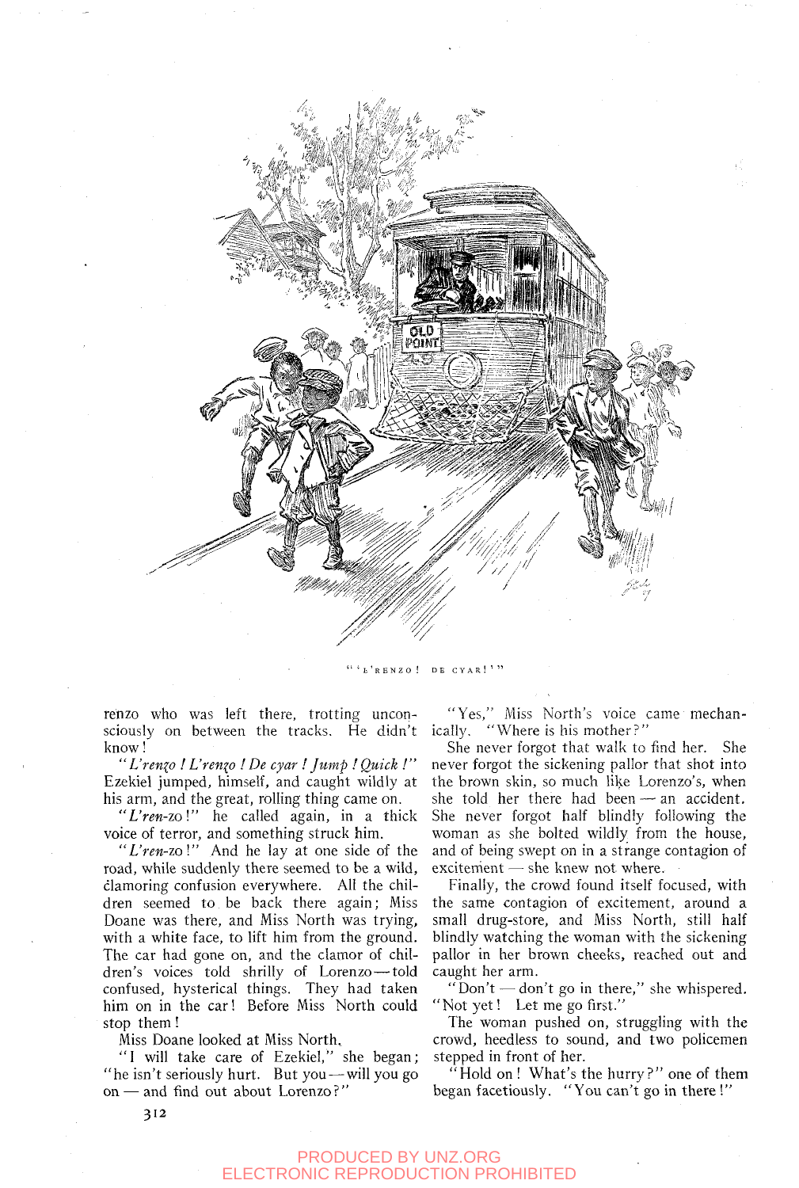"'L'RENZO! DE CYAR!'"

renzo who was left there, trotting unconsciously on between the tracks. He didn't know!

*"L'renzo! L'renzo! De cyar! Jump! Quick!"* Ezekiel jumped, himself, and caught wildly at his arm, and the great, rolling thing came on.

*"L'ren-*zo!" he called again, in a thick voice of terror, and something struck him.

*"L'ren-*zo!" And he lay at one side of the road, while suddenly there seemed to be a wild, clamoring confusion everywhere. All the children seemed to be back there again; Miss Doane was there, and Miss North was trying, with a white face, to lift him from the ground. The car had gone on, and the clamor of children's voices told shrilly of Lorenzo—told confused, hysterical things. They had taken him on in the car! Before Miss North could stop them!

Miss Doane looked at Miss North.

"I will take care of Ezekiel," she began; "he isn't seriously hurt. But you—will you go on—and find out about Lorenzo?"

"Yes," Miss North's voice came mechanically. "Where is his mother?"

She never forgot that walk to find her. She never forgot the sickening pallor that shot into the brown skin, so much like Lorenzo's, when she told her there had been—an accident. She never forgot half blindly following the woman as she bolted wildly from the house, and of being swept on in a strange contagion of excitement—she knew not where.

Finally, the crowd found itself focused, with the same contagion of excitement, around a small drug-store, and Miss North, still half blindly watching the woman with the sickening pallor in her brown cheeks, reached out and caught her arm.

"Don't—don't go in there," she whispered. "Not yet! Let me go first."

The woman pushed on, struggling with the crowd, heedless to sound, and two policemen stepped in front of her.

"Hold on! What's the hurry?" one of them began facetiously. "You can't go in there!"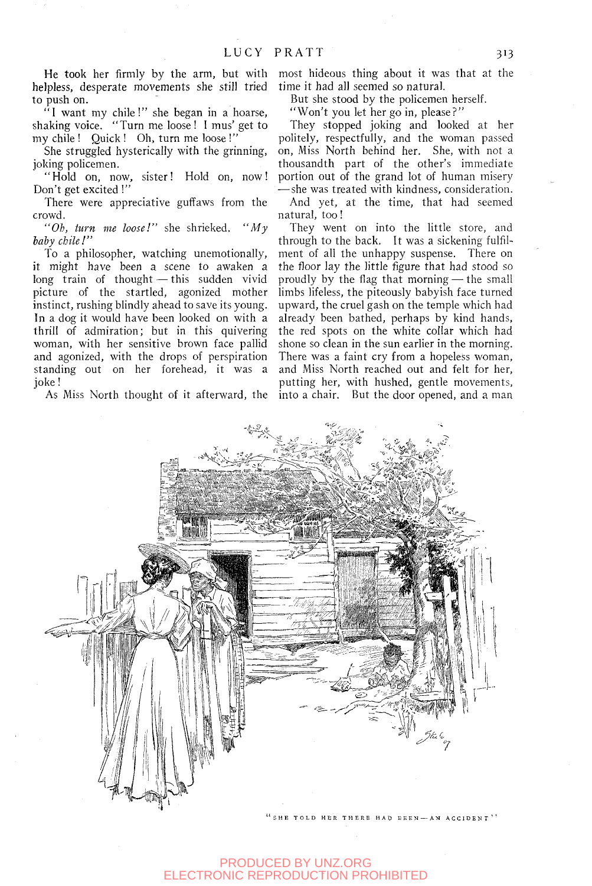He took her firmly by the arm, but with helpless, desperate movements she still tried to push on.

"I want my chile!" she began in a hoarse, shaking voice. "Turn me loose! I mus' get to my chile! Quick! Oh, turn me loose!"

She struggled hysterically with the grinning, joking policemen.

"Hold on, now, sister! Hold on, now! Don't get excited!"

There were appreciative guffaws from the crowd.

*"Oh, turn me loose!"* she shrieked. *"My baby chile!"*

To a philosopher, watching unemotionally, it might have been a scene to awaken a long train of thought — this sudden vivid picture of the startled, agonized mother instinct, rushing blindly ahead to save its young. In a dog it would have been looked on with a thrill of admiration; but in this quivering woman, with her sensitive brown face pallid and agonized, with the drops of perspiration standing out on her forehead, it was a joke!

As Miss North thought of it afterward, the most hideous thing about it was that at the time it had all seemed so natural.

But she stood by the policemen herself.

"Won't you let her go in, please?"

They stopped joking and looked at her politely, respectfully, and the woman passed on, Miss North behind her. She, with not a thousandth part of the other's immediate portion out of the grand lot of human misery — she was treated with kindness, consideration.

And yet, at the time, that had seemed natural, too!

They went on into the little store, and through to the back. It was a sickening fulfilment of all the unhappy suspense. There on the floor lay the little figure that had stood so proudly by the flag that morning — the small limbs lifeless, the piteously babyish face turned upward, the cruel gash on the temple which had already been bathed, perhaps by kind hands, the red spots on the white collar which had shone so clean in the sun earlier in the morning. There was a faint cry from a hopeless woman, and Miss North reached out and felt for her, putting her, with hushed, gentle movements, into a chair. But the door opened, and a man

"SHE TOLD HER THERE HAD BEEN — AN ACCIDENT"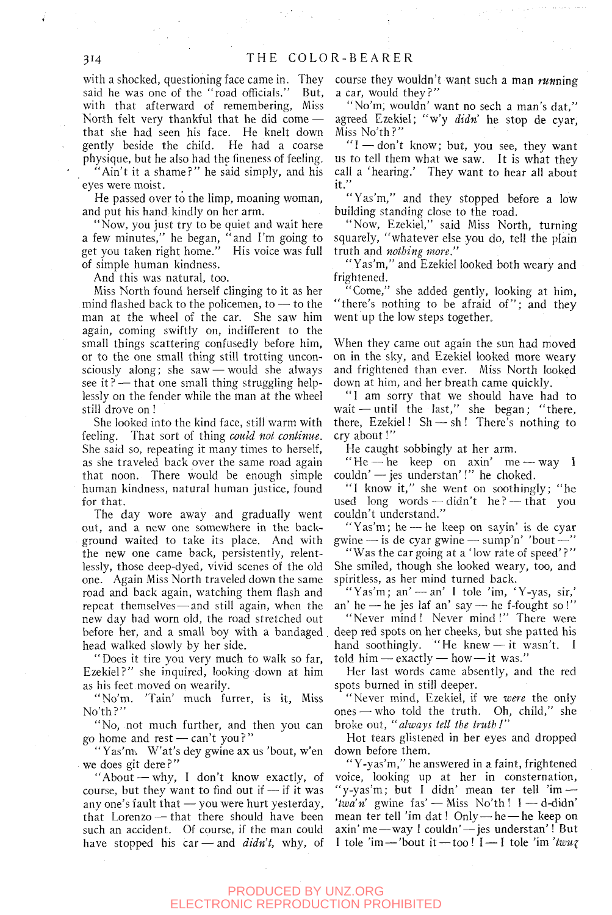with a shocked, questioning face came in. They said he was one of the "road officials." But, with that afterward of remembering, Miss North felt very thankful that he did come — that she had seen his face. He knelt down gently beside the child. He had a coarse physique, but he also had the fineness of feeling.

"Ain't it a shame?" he said simply, and his eyes were moist.

He passed over to the limp, moaning woman, and put his hand kindly on her arm.

"Now, you just try to be quiet and wait here a few minutes," he began, "and I'm going to get you taken right home." His voice was full of simple human kindness.

And this was natural, too.

Miss North found herself clinging to it as her mind flashed back to the policemen, to — to the man at the wheel of the car. She saw him again, coming swiftly on, indifferent to the small things scattering confusedly before him, or to the one small thing still trotting unconsciously along; she saw — would she always see it? — that one small thing struggling helplessly on the fender while the man at the wheel still drove on!

She looked into the kind face, still warm with feeling. That sort of thing *could not continue*. She said so, repeating it many times to herself, as she traveled back over the same road again that noon. There would be enough simple human kindness, natural human justice, found for that.

The day wore away and gradually went out, and a new one somewhere in the background waited to take its place. And with the new one came back, persistently, relentlessly, those deep-dyed, vivid scenes of the old one. Again Miss North traveled down the same road and back again, watching them flash and repeat themselves — and still again, when the new day had worn old, the road stretched out before her, and a small boy with a bandaged head walked slowly by her side.

"Does it tire you very much to walk so far, Ezekiel?" she inquired, looking down at him as his feet moved on wearily.

"No'm. 'Tain' much furrer, is it, Miss No'th?"

"No, not much further, and then you can go home and rest — can't you?"

"Yas'm. W'at's dey gwine ax us 'bout, w'en we does git dere?"

"About — why, I don't know exactly, of course, but they want to find out if — if it was any one's fault that — you were hurt yesterday, that Lorenzo — that there should have been such an accident. Of course, if the man could have stopped his car — and *didn't*, why, of course they wouldn't want such a man *run*ning a car, would they?"

"No'm, wouldn' want no sech a man's dat," agreed Ezekiel; "w'y *didn'* he stop de cyar, Miss No'th?"

"I — don't know; but, you see, they want us to tell them what we saw. It is what they call a 'hearing.' They want to hear all about it."

"Yas'm," and they stopped before a low building standing close to the road.

"Now, Ezekiel," said Miss North, turning squarely, "whatever else you do, tell the plain truth and *nothing more*."

"Yas'm," and Ezekiel looked both weary and frightened.

"Come," she added gently, looking at him, "there's nothing to be afraid of"; and they went up the low steps together.

When they came out again the sun had moved on in the sky, and Ezekiel looked more weary and frightened than ever. Miss North looked down at him, and her breath came quickly.

"I am sorry that we should have had to wait — until the last," she began; "there, there, Ezekiel! Sh — sh! There's nothing to cry about!"

He caught sobbingly at her arm.

"He — he keep on axin' me — way I couldn' — jes understan'!" he choked.

"I know it," she went on soothingly; "he used long words — didn't he? — that you couldn't understand."

"Yas'm; he — he keep on sayin' is de cyar gwine — is de cyar gwine — sump'n' 'bout —"

"Was the car going at a 'low rate of speed'?" She smiled, though she looked weary, too, and spiritless, as her mind turned back.

"Yas'm; an' — an' I tole 'im, 'Y-yas, sir,' an' he — he jes laf an' say — he f-fought so!"

"Never mind! Never mind!" There were deep red spots on her cheeks, but she patted his hand soothingly. "He knew — it wasn't. I told him — exactly — how — it was."

Her last words came absently, and the red spots burned in still deeper.

"Never mind, Ezekiel, if we *were* the only ones — who told the truth. Oh, child," she broke out, "*always tell the truth!*"

Hot tears glistened in her eyes and dropped down before them.

"Y-yas'm," he answered in a faint, frightened voice, looking up at her in consternation, "y-yas'm; but I didn' mean ter tell 'im — '*twa'n'* gwine fas' — Miss No'th! I — d-didn' mean ter tell 'im dat! Only — he — he keep on axin' me — way I couldn' — jes understan'! But I tole 'im — 'bout it — too! I — I tole 'im '*twuz*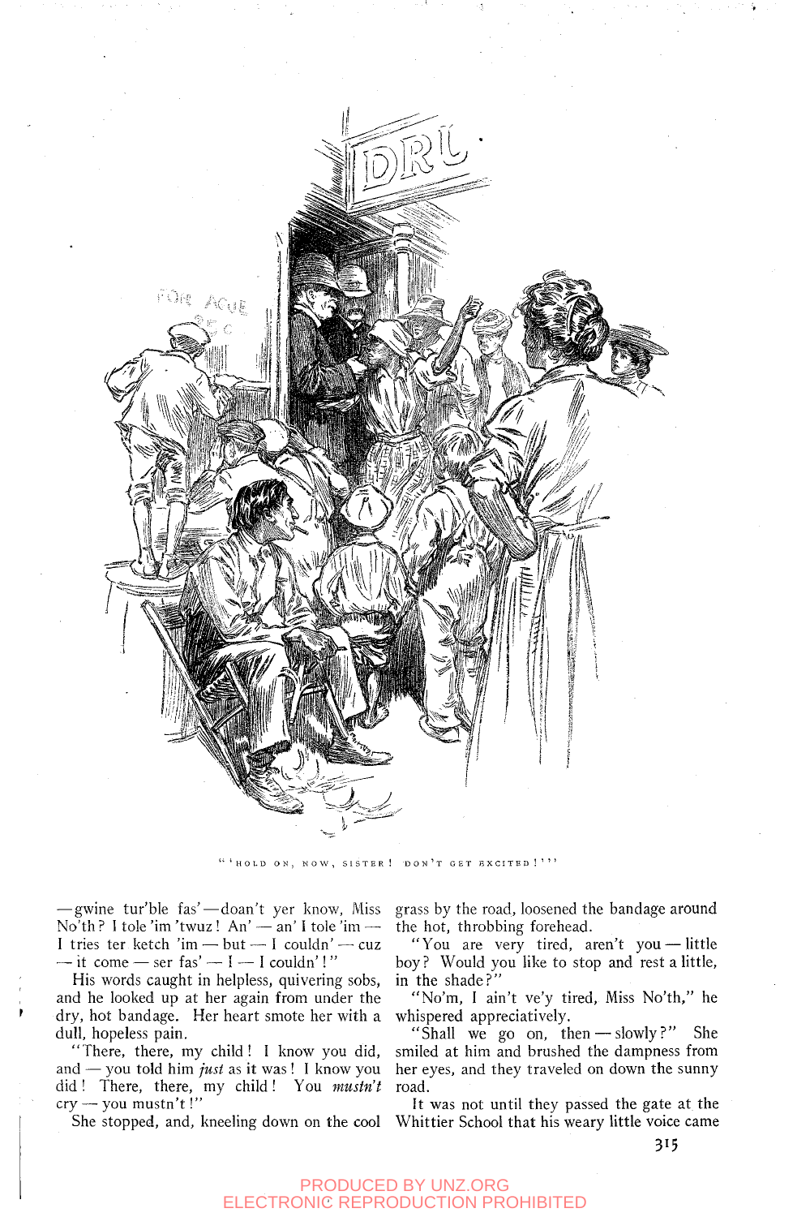"'HOLD ON, NOW, SISTER! DON'T GET EXCITED!'"

—gwine tur'ble fas'—doan't yer know, Miss No'th? I tole 'im 'twuz! An' — an' I tole 'im — I tries ter ketch 'im — but — I couldn' — cuz — it come — ser fas' — I — I couldn'!"

His words caught in helpless, quivering sobs, and he looked up at her again from under the dry, hot bandage. Her heart smote her with a dull, hopeless pain.

"There, there, my child! I know you did, and — you told him *just* as it was! I know you did! There, there, my child! You *mustn't* cry — you mustn't!"

She stopped, and, kneeling down on the cool grass by the road, loosened the bandage around the hot, throbbing forehead.

"You are very tired, aren't you — little boy? Would you like to stop and rest a little, in the shade?"

"No'm, I ain't ve'y tired, Miss No'th," he whispered appreciatively.

"Shall we go on, then — slowly?" She smiled at him and brushed the dampness from her eyes, and they traveled on down the sunny road.

It was not until they passed the gate at the Whittier School that his weary little voice came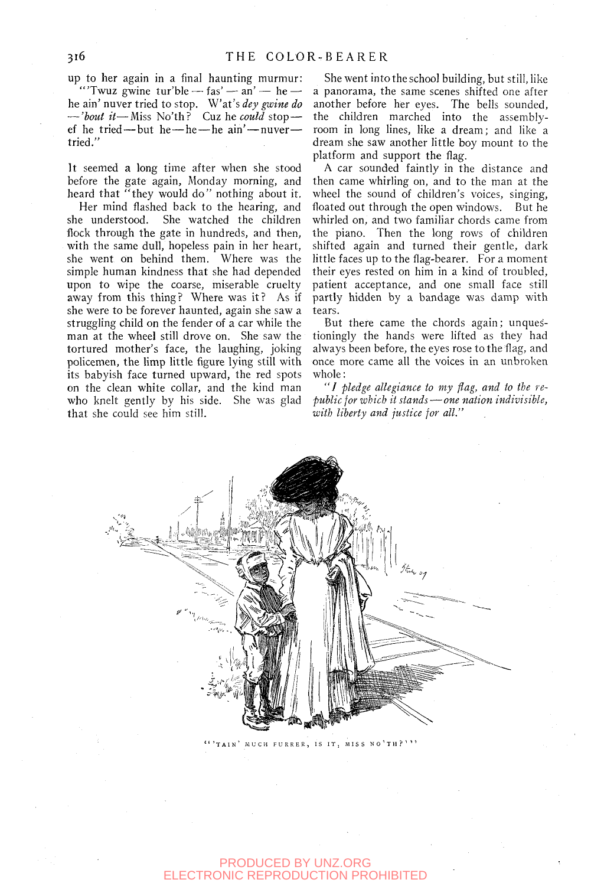up to her again in a final haunting murmur:

"'Twuz gwine tur'ble — fas' — an' — he — he ain' nuver tried to stop. W'at's *dey gwine do — 'bout it* — Miss No'th? Cuz he *could* stop — ef he tried — but he — he — he ain' — nuver — tried."

It seemed a long time after when she stood before the gate again, Monday morning, and heard that "they would do" nothing about it.

Her mind flashed back to the hearing, and she understood. She watched the children flock through the gate in hundreds, and then, with the same dull, hopeless pain in her heart, she went on behind them. Where was the simple human kindness that she had depended upon to wipe the coarse, miserable cruelty away from this thing? Where was it? As if she were to be forever haunted, again she saw a struggling child on the fender of a car while the man at the wheel still drove on. She saw the tortured mother's face, the laughing, joking policemen, the limp little figure lying still with its babyish face turned upward, the red spots on the clean white collar, and the kind man who knelt gently by his side. She was glad that she could see him still.

She went into the school building, but still, like a panorama, the same scenes shifted one after another before her eyes. The bells sounded, the children marched into the assembly-room in long lines, like a dream; and like a dream she saw another little boy mount to the platform and support the flag.

A car sounded faintly in the distance and then came whirling on, and to the man at the wheel the sound of children's voices, singing, floated out through the open windows. But he whirled on, and two familiar chords came from the piano. Then the long rows of children shifted again and turned their gentle, dark little faces up to the flag-bearer. For a moment their eyes rested on him in a kind of troubled, patient acceptance, and one small face still partly hidden by a bandage was damp with tears.

But there came the chords again; unquestioningly the hands were lifted as they had always been before, the eyes rose to the flag, and once more came all the voices in an unbroken whole:

*"I pledge allegiance to my flag, and to the republic for which it stands — one nation indivisible, with liberty and justice for all."*

"'TAIN' MUCH FURRER, IS IT, MISS NO'TH?'"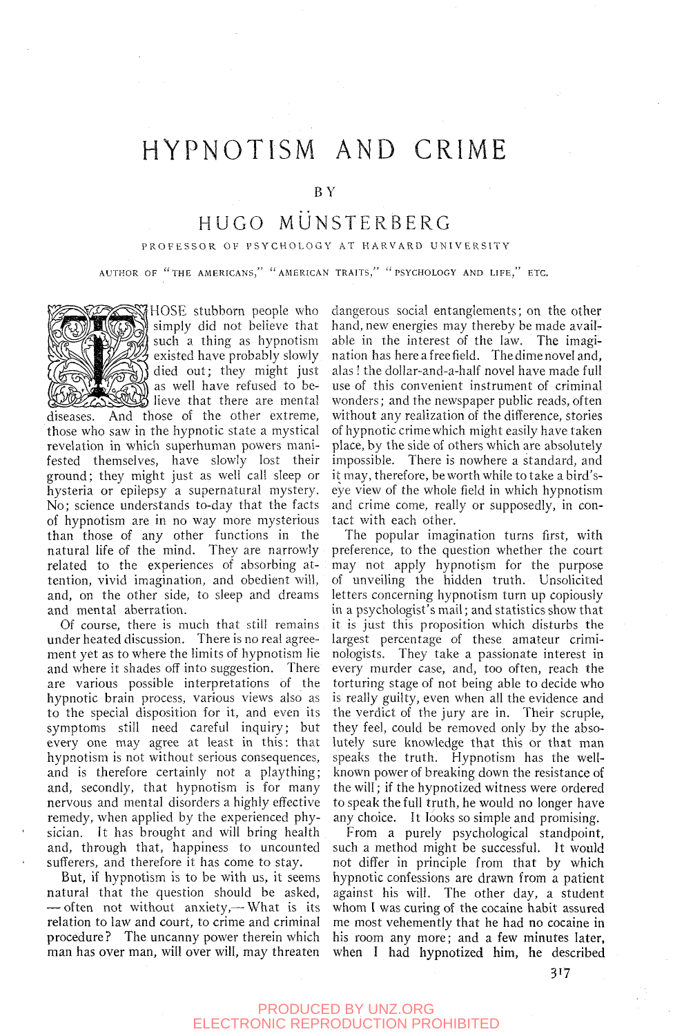# HYPNOTISM AND CRIME

BY

## HUGO MÜNSTERBERG

PROFESSOR OF PSYCHOLOGY AT HARVARD UNIVERSITY

AUTHOR OF "THE AMERICANS," "AMERICAN TRAITS," "PSYCHOLOGY AND LIFE," ETC.

THOSE stubborn people who simply did not believe that such a thing as hypnotism existed have probably slowly died out; they might just as well have refused to believe that there are mental diseases. And those of the other extreme, those who saw in the hypnotic state a mystical revelation in which superhuman powers manifested themselves, have slowly lost their ground; they might just as well call sleep or hysteria or epilepsy a supernatural mystery. No; science understands to-day that the facts of hypnotism are in no way more mysterious than those of any other functions in the natural life of the mind. They are narrowly related to the experiences of absorbing attention, vivid imagination, and obedient will, and, on the other side, to sleep and dreams and mental aberration.

Of course, there is much that still remains under heated discussion. There is no real agreement yet as to where the limits of hypnotism lie and where it shades off into suggestion. There are various possible interpretations of the hypnotic brain process, various views also as to the special disposition for it, and even its symptoms still need careful inquiry; but every one may agree at least in this: that hypnotism is not without serious consequences, and is therefore certainly not a plaything; and, secondly, that hypnotism is for many nervous and mental disorders a highly effective remedy, when applied by the experienced physician. It has brought and will bring health and, through that, happiness to uncounted sufferers, and therefore it has come to stay.

But, if hypnotism is to be with us, it seems natural that the question should be asked, — often not without anxiety,— What is its relation to law and court, to crime and criminal procedure? The uncanny power therein which man has over man, will over will, may threaten dangerous social entanglements; on the other hand, new energies may thereby be made available in the interest of the law. The imagination has here a free field. The dime novel and, alas! the dollar-and-a-half novel have made full use of this convenient instrument of criminal wonders; and the newspaper public reads, often without any realization of the difference, stories of hypnotic crime which might easily have taken place, by the side of others which are absolutely impossible. There is nowhere a standard, and it may, therefore, be worth while to take a bird's-eye view of the whole field in which hypnotism and crime come, really or supposedly, in contact with each other.

The popular imagination turns first, with preference, to the question whether the court may not apply hypnotism for the purpose of unveiling the hidden truth. Unsolicited letters concerning hypnotism turn up copiously in a psychologist's mail; and statistics show that it is just this proposition which disturbs the largest percentage of these amateur criminologists. They take a passionate interest in every murder case, and, too often, reach the torturing stage of not being able to decide who is really guilty, even when all the evidence and the verdict of the jury are in. Their scruple, they feel, could be removed only by the absolutely sure knowledge that this or that man speaks the truth. Hypnotism has the well-known power of breaking down the resistance of the will; if the hypnotized witness were ordered to speak the full truth, he would no longer have any choice. It looks so simple and promising.

From a purely psychological standpoint, such a method might be successful. It would not differ in principle from that by which hypnotic confessions are drawn from a patient against his will. The other day, a student whom I was curing of the cocaine habit assured me most vehemently that he had no cocaine in his room any more; and a few minutes later, when I had hypnotized him, he described